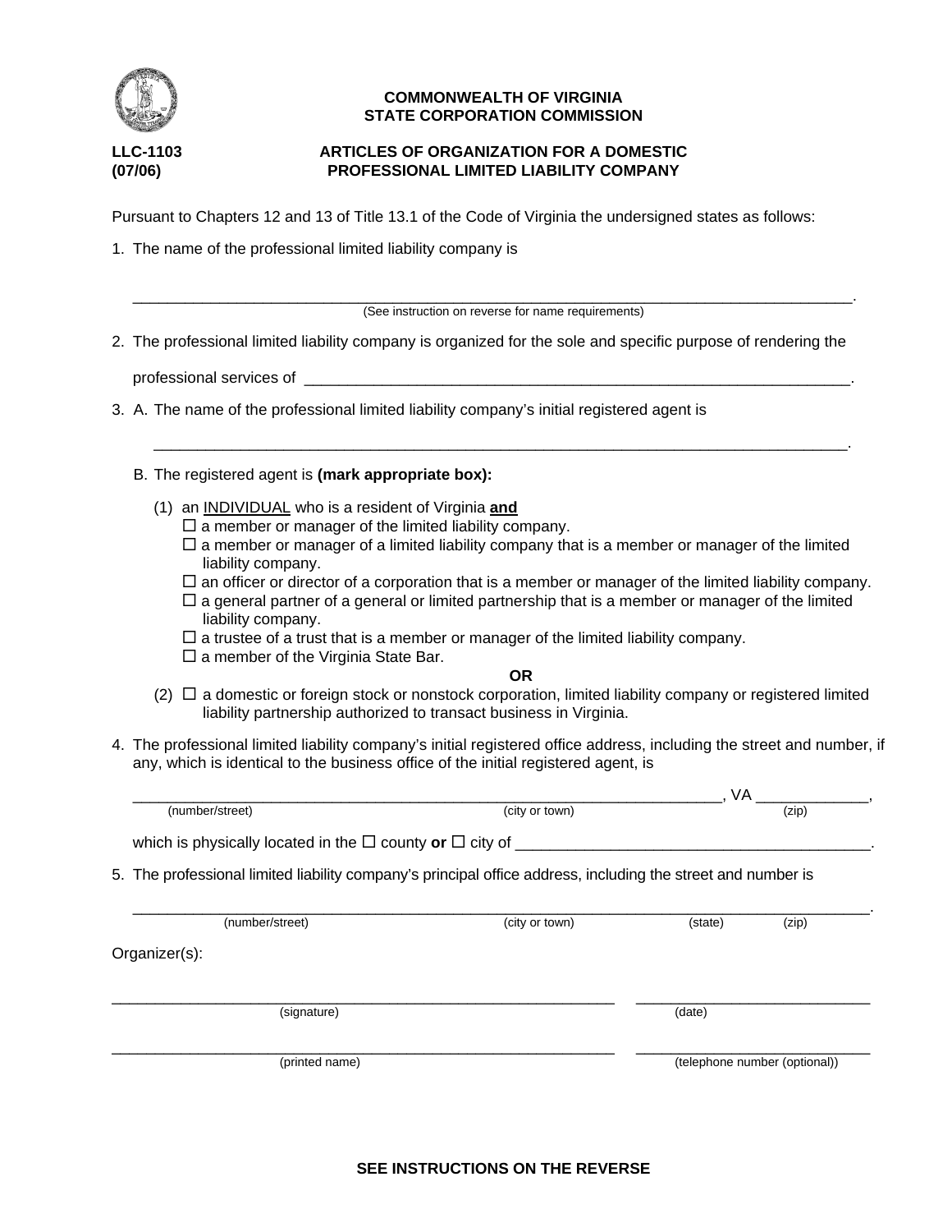**COMMONWEALTH OF VIRGINIA**
**STATE CORPORATION COMMISSION**

**LLC-1103**
**(07/06)**

# ARTICLES OF ORGANIZATION FOR A DOMESTIC PROFESSIONAL LIMITED LIABILITY COMPANY

Pursuant to Chapters 12 and 13 of Title 13.1 of the Code of Virginia the undersigned states as follows:

1. The name of the professional limited liability company is

   ______________________________________________________________________________.
   (See instruction on reverse for name requirements)

2. The professional limited liability company is organized for the sole and specific purpose of rendering the

   professional services of ____________________________________________________________.

3. A. The name of the professional limited liability company's initial registered agent is

   ______________________________________________________________________________.

   B. The registered agent is **(mark appropriate box):**

   (1) an INDIVIDUAL who is a resident of Virginia **and**
   - ☐ a member or manager of the limited liability company.
   - ☐ a member or manager of a limited liability company that is a member or manager of the limited liability company.
   - ☐ an officer or director of a corporation that is a member or manager of the limited liability company.
   - ☐ a general partner of a general or limited partnership that is a member or manager of the limited liability company.
   - ☐ a trustee of a trust that is a member or manager of the limited liability company.
   - ☐ a member of the Virginia State Bar.

   **OR**

   (2) ☐ a domestic or foreign stock or nonstock corporation, limited liability company or registered limited liability partnership authorized to transact business in Virginia.

4. The professional limited liability company's initial registered office address, including the street and number, if any, which is identical to the business office of the initial registered agent, is

   _______________________________________________________________, VA ____________,
   (number/street) (city or town) (zip)

   which is physically located in the ☐ county **or** ☐ city of ________________________________________.

5. The professional limited liability company's principal office address, including the street and number is

   ______________________________________________________________________________.
   (number/street) (city or town) (state) (zip)

Organizer(s):

_______________________________________________ ___________________________
(signature) (date)

_______________________________________________ ___________________________
(printed name) (telephone number (optional))

**SEE INSTRUCTIONS ON THE REVERSE**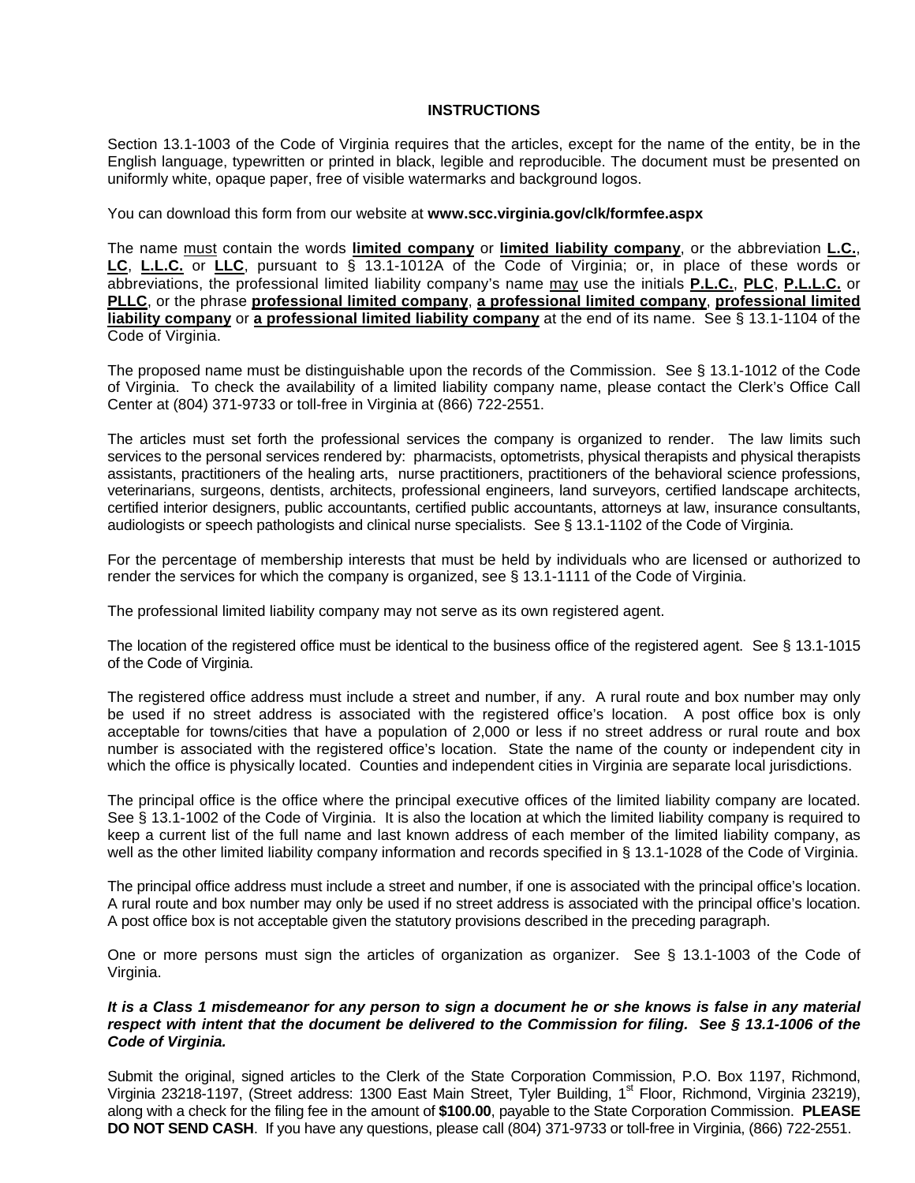## INSTRUCTIONS

Section 13.1-1003 of the Code of Virginia requires that the articles, except for the name of the entity, be in the English language, typewritten or printed in black, legible and reproducible. The document must be presented on uniformly white, opaque paper, free of visible watermarks and background logos.

You can download this form from our website at **www.scc.virginia.gov/clk/formfee.aspx**

The name must contain the words **limited company** or **limited liability company**, or the abbreviation **L.C.**, **LC**, **L.L.C.** or **LLC**, pursuant to § 13.1-1012A of the Code of Virginia; or, in place of these words or abbreviations, the professional limited liability company's name may use the initials **P.L.C.**, **PLC**, **P.L.L.C.** or **PLLC**, or the phrase **professional limited company**, **a professional limited company**, **professional limited liability company** or **a professional limited liability company** at the end of its name. See § 13.1-1104 of the Code of Virginia.

The proposed name must be distinguishable upon the records of the Commission. See § 13.1-1012 of the Code of Virginia. To check the availability of a limited liability company name, please contact the Clerk's Office Call Center at (804) 371-9733 or toll-free in Virginia at (866) 722-2551.

The articles must set forth the professional services the company is organized to render. The law limits such services to the personal services rendered by: pharmacists, optometrists, physical therapists and physical therapists assistants, practitioners of the healing arts, nurse practitioners, practitioners of the behavioral science professions, veterinarians, surgeons, dentists, architects, professional engineers, land surveyors, certified landscape architects, certified interior designers, public accountants, certified public accountants, attorneys at law, insurance consultants, audiologists or speech pathologists and clinical nurse specialists. See § 13.1-1102 of the Code of Virginia.

For the percentage of membership interests that must be held by individuals who are licensed or authorized to render the services for which the company is organized, see § 13.1-1111 of the Code of Virginia.

The professional limited liability company may not serve as its own registered agent.

The location of the registered office must be identical to the business office of the registered agent. See § 13.1-1015 of the Code of Virginia.

The registered office address must include a street and number, if any. A rural route and box number may only be used if no street address is associated with the registered office's location. A post office box is only acceptable for towns/cities that have a population of 2,000 or less if no street address or rural route and box number is associated with the registered office's location. State the name of the county or independent city in which the office is physically located. Counties and independent cities in Virginia are separate local jurisdictions.

The principal office is the office where the principal executive offices of the limited liability company are located. See § 13.1-1002 of the Code of Virginia. It is also the location at which the limited liability company is required to keep a current list of the full name and last known address of each member of the limited liability company, as well as the other limited liability company information and records specified in § 13.1-1028 of the Code of Virginia.

The principal office address must include a street and number, if one is associated with the principal office's location. A rural route and box number may only be used if no street address is associated with the principal office's location. A post office box is not acceptable given the statutory provisions described in the preceding paragraph.

One or more persons must sign the articles of organization as organizer. See § 13.1-1003 of the Code of Virginia.

***It is a Class 1 misdemeanor for any person to sign a document he or she knows is false in any material respect with intent that the document be delivered to the Commission for filing. See § 13.1-1006 of the Code of Virginia.***

Submit the original, signed articles to the Clerk of the State Corporation Commission, P.O. Box 1197, Richmond, Virginia 23218-1197, (Street address: 1300 East Main Street, Tyler Building, 1st Floor, Richmond, Virginia 23219), along with a check for the filing fee in the amount of **$100.00**, payable to the State Corporation Commission. **PLEASE DO NOT SEND CASH**. If you have any questions, please call (804) 371-9733 or toll-free in Virginia, (866) 722-2551.